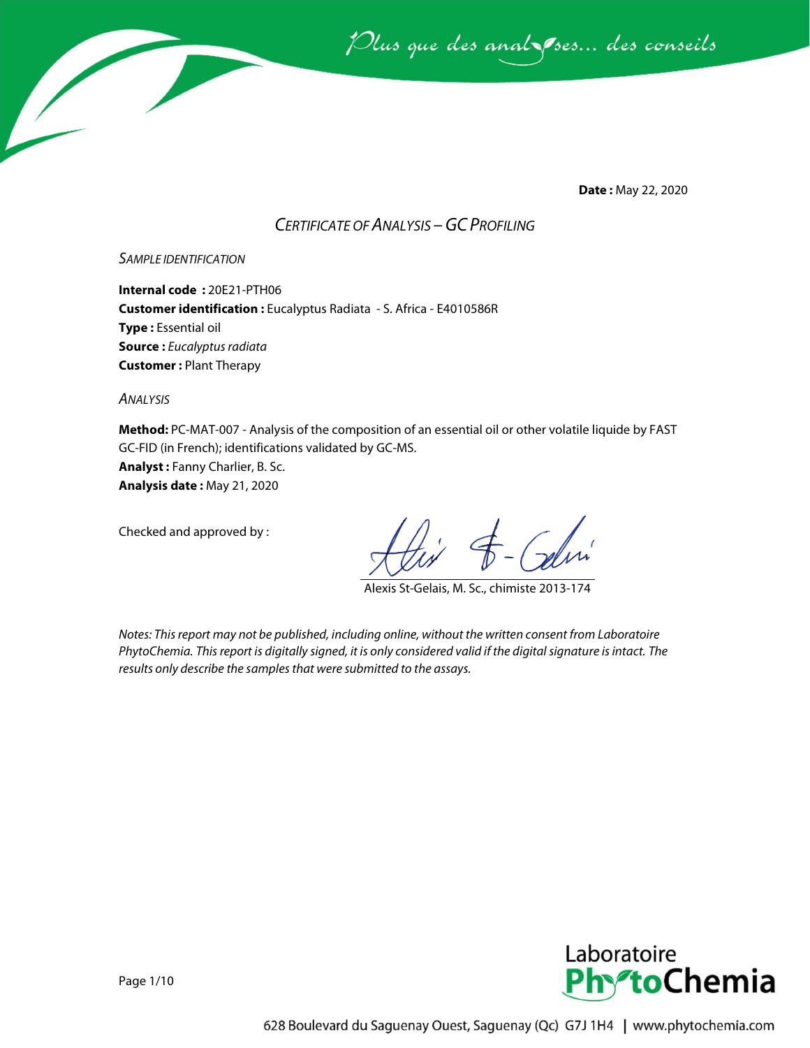*Plus que des analyses... des conseils*

**Date :** May 22, 2020

# *CERTIFICATE OF ANALYSIS – GC PROFILING*

## *SAMPLE IDENTIFICATION*

**Internal code :** 20E21-PTH06
**Customer identification :** Eucalyptus Radiata - S. Africa - E4010586R
**Type :** Essential oil
**Source :** *Eucalyptus radiata*
**Customer :** Plant Therapy

## *ANALYSIS*

**Method:** PC-MAT-007 - Analysis of the composition of an essential oil or other volatile liquide by FAST GC-FID (in French); identifications validated by GC-MS.
**Analyst :** Fanny Charlier, B. Sc.
**Analysis date :** May 21, 2020

Checked and approved by :

Alexis St-Gelais, M. Sc., chimiste 2013-174

*Notes: This report may not be published, including online, without the written consent from Laboratoire PhytoChemia. This report is digitally signed, it is only considered valid if the digital signature is intact. The results only describe the samples that were submitted to the assays.*

Laboratoire PhytoChemia

628 Boulevard du Saguenay Ouest, Saguenay (Qc) G7J 1H4 | www.phytochemia.com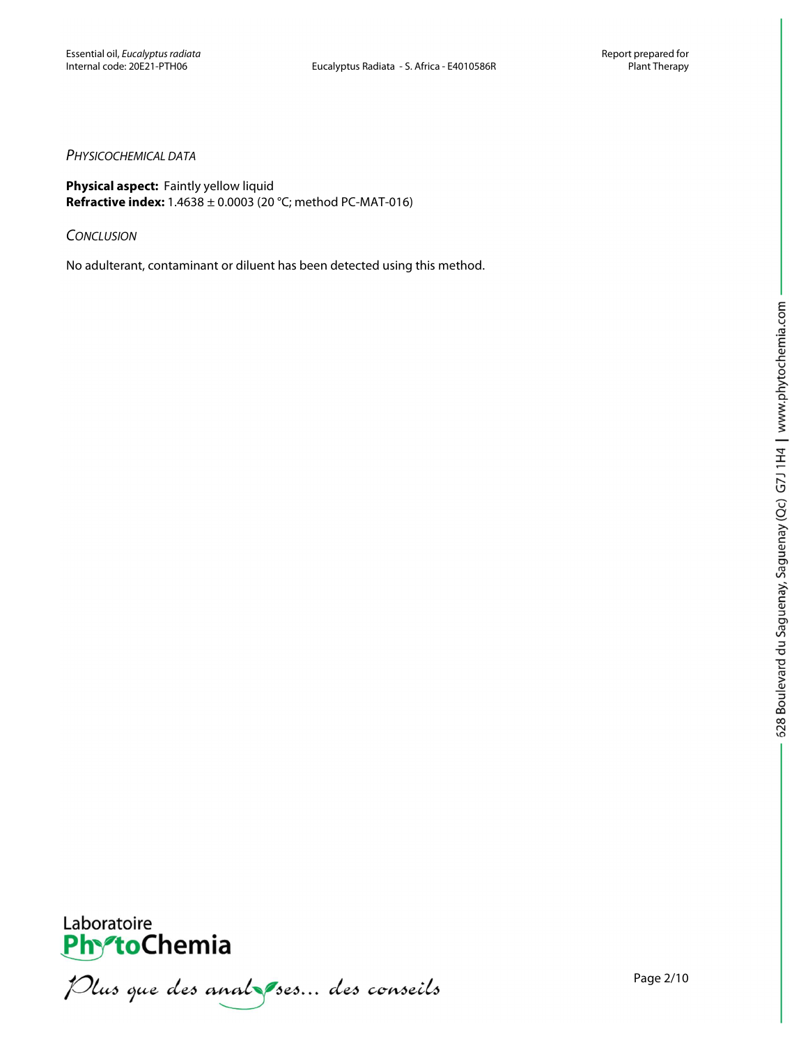## *Physicochemical data*

**Physical aspect:** Faintly yellow liquid
**Refractive index:** 1.4638 ± 0.0003 (20 °C; method PC-MAT-016)

## *Conclusion*

No adulterant, contaminant or diluent has been detected using this method.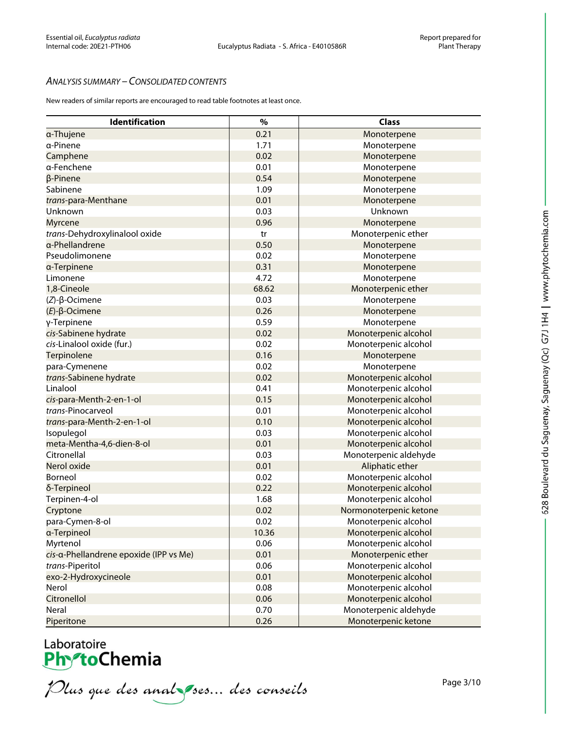## *Analysis summary – Consolidated contents*

New readers of similar reports are encouraged to read table footnotes at least once.

| Identification | % | Class |
|---|---|---|
| α-Thujene | 0.21 | Monoterpene |
| α-Pinene | 1.71 | Monoterpene |
| Camphene | 0.02 | Monoterpene |
| α-Fenchene | 0.01 | Monoterpene |
| β-Pinene | 0.54 | Monoterpene |
| Sabinene | 1.09 | Monoterpene |
| *trans*-para-Menthane | 0.01 | Monoterpene |
| Unknown | 0.03 | Unknown |
| Myrcene | 0.96 | Monoterpene |
| *trans*-Dehydroxylinalool oxide | tr | Monoterpenic ether |
| α-Phellandrene | 0.50 | Monoterpene |
| Pseudolimonene | 0.02 | Monoterpene |
| α-Terpinene | 0.31 | Monoterpene |
| Limonene | 4.72 | Monoterpene |
| 1,8-Cineole | 68.62 | Monoterpenic ether |
| (*Z*)-β-Ocimene | 0.03 | Monoterpene |
| (*E*)-β-Ocimene | 0.26 | Monoterpene |
| γ-Terpinene | 0.59 | Monoterpene |
| *cis*-Sabinene hydrate | 0.02 | Monoterpenic alcohol |
| *cis*-Linalool oxide (fur.) | 0.02 | Monoterpenic alcohol |
| Terpinolene | 0.16 | Monoterpene |
| para-Cymenene | 0.02 | Monoterpene |
| *trans*-Sabinene hydrate | 0.02 | Monoterpenic alcohol |
| Linalool | 0.41 | Monoterpenic alcohol |
| *cis*-para-Menth-2-en-1-ol | 0.15 | Monoterpenic alcohol |
| *trans*-Pinocarveol | 0.01 | Monoterpenic alcohol |
| *trans*-para-Menth-2-en-1-ol | 0.10 | Monoterpenic alcohol |
| Isopulegol | 0.03 | Monoterpenic alcohol |
| meta-Mentha-4,6-dien-8-ol | 0.01 | Monoterpenic alcohol |
| Citronellal | 0.03 | Monoterpenic aldehyde |
| Nerol oxide | 0.01 | Aliphatic ether |
| Borneol | 0.02 | Monoterpenic alcohol |
| δ-Terpineol | 0.22 | Monoterpenic alcohol |
| Terpinen-4-ol | 1.68 | Monoterpenic alcohol |
| Cryptone | 0.02 | Normonoterpenic ketone |
| para-Cymen-8-ol | 0.02 | Monoterpenic alcohol |
| α-Terpineol | 10.36 | Monoterpenic alcohol |
| Myrtenol | 0.06 | Monoterpenic alcohol |
| *cis*-α-Phellandrene epoxide (IPP vs Me) | 0.01 | Monoterpenic ether |
| *trans*-Piperitol | 0.06 | Monoterpenic alcohol |
| exo-2-Hydroxycineole | 0.01 | Monoterpenic alcohol |
| Nerol | 0.08 | Monoterpenic alcohol |
| Citronellol | 0.06 | Monoterpenic alcohol |
| Neral | 0.70 | Monoterpenic aldehyde |
| Piperitone | 0.26 | Monoterpenic ketone |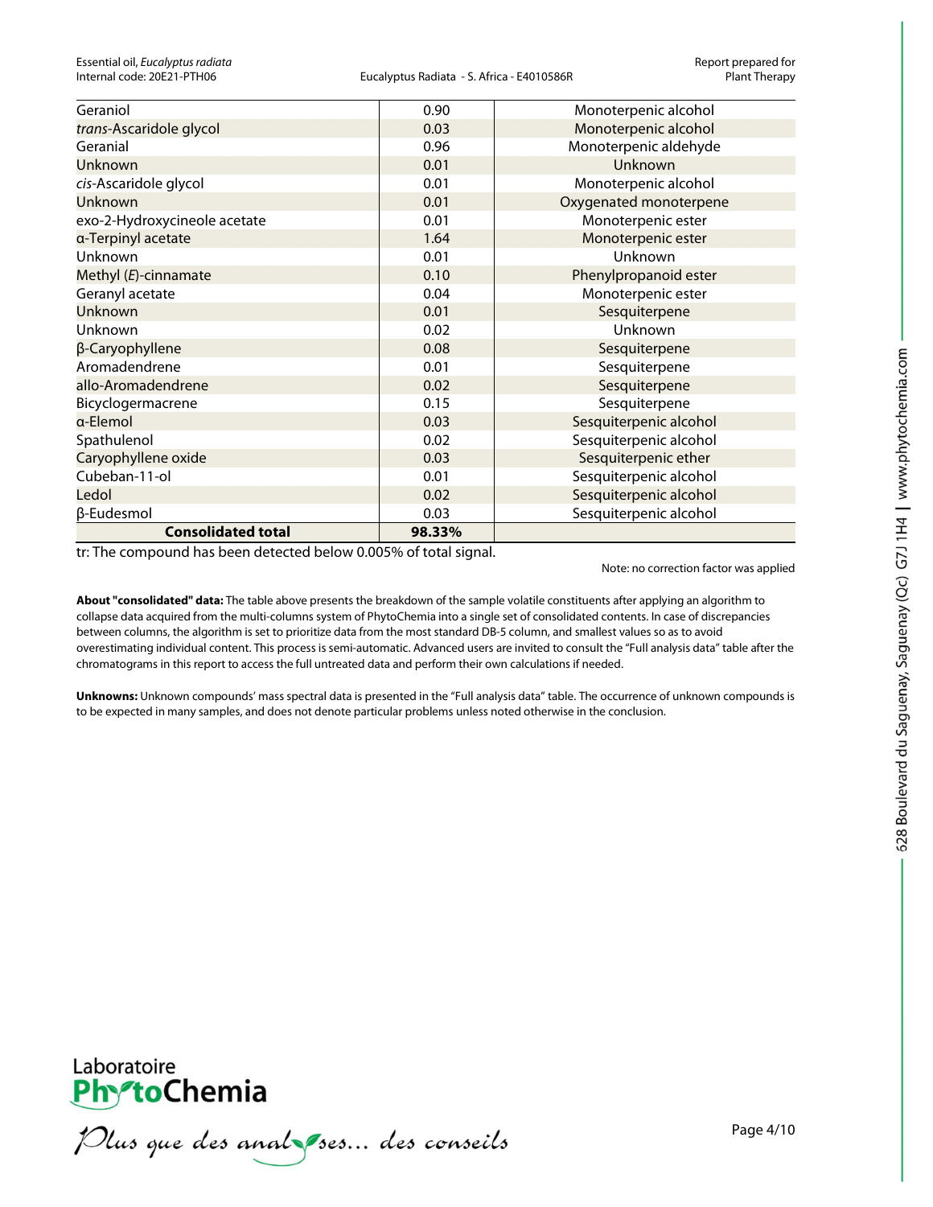| | | |
|---|---|---|
| Geraniol | 0.90 | Monoterpenic alcohol |
| *trans*-Ascaridole glycol | 0.03 | Monoterpenic alcohol |
| Geranial | 0.96 | Monoterpenic aldehyde |
| Unknown | 0.01 | Unknown |
| *cis*-Ascaridole glycol | 0.01 | Monoterpenic alcohol |
| Unknown | 0.01 | Oxygenated monoterpene |
| exo-2-Hydroxycineole acetate | 0.01 | Monoterpenic ester |
| α-Terpinyl acetate | 1.64 | Monoterpenic ester |
| Unknown | 0.01 | Unknown |
| Methyl (*E*)-cinnamate | 0.10 | Phenylpropanoid ester |
| Geranyl acetate | 0.04 | Monoterpenic ester |
| Unknown | 0.01 | Sesquiterpene |
| Unknown | 0.02 | Unknown |
| β-Caryophyllene | 0.08 | Sesquiterpene |
| Aromadendrene | 0.01 | Sesquiterpene |
| allo-Aromadendrene | 0.02 | Sesquiterpene |
| Bicyclogermacrene | 0.15 | Sesquiterpene |
| α-Elemol | 0.03 | Sesquiterpenic alcohol |
| Spathulenol | 0.02 | Sesquiterpenic alcohol |
| Caryophyllene oxide | 0.03 | Sesquiterpenic ether |
| Cubeban-11-ol | 0.01 | Sesquiterpenic alcohol |
| Ledol | 0.02 | Sesquiterpenic alcohol |
| β-Eudesmol | 0.03 | Sesquiterpenic alcohol |
| **Consolidated total** | **98.33%** | |

tr: The compound has been detected below 0.005% of total signal.

Note: no correction factor was applied

**About "consolidated" data:** The table above presents the breakdown of the sample volatile constituents after applying an algorithm to collapse data acquired from the multi-columns system of PhytoChemia into a single set of consolidated contents. In case of discrepancies between columns, the algorithm is set to prioritize data from the most standard DB-5 column, and smallest values so as to avoid overestimating individual content. This process is semi-automatic. Advanced users are invited to consult the "Full analysis data" table after the chromatograms in this report to access the full untreated data and perform their own calculations if needed.

**Unknowns:** Unknown compounds' mass spectral data is presented in the "Full analysis data" table. The occurrence of unknown compounds is to be expected in many samples, and does not denote particular problems unless noted otherwise in the conclusion.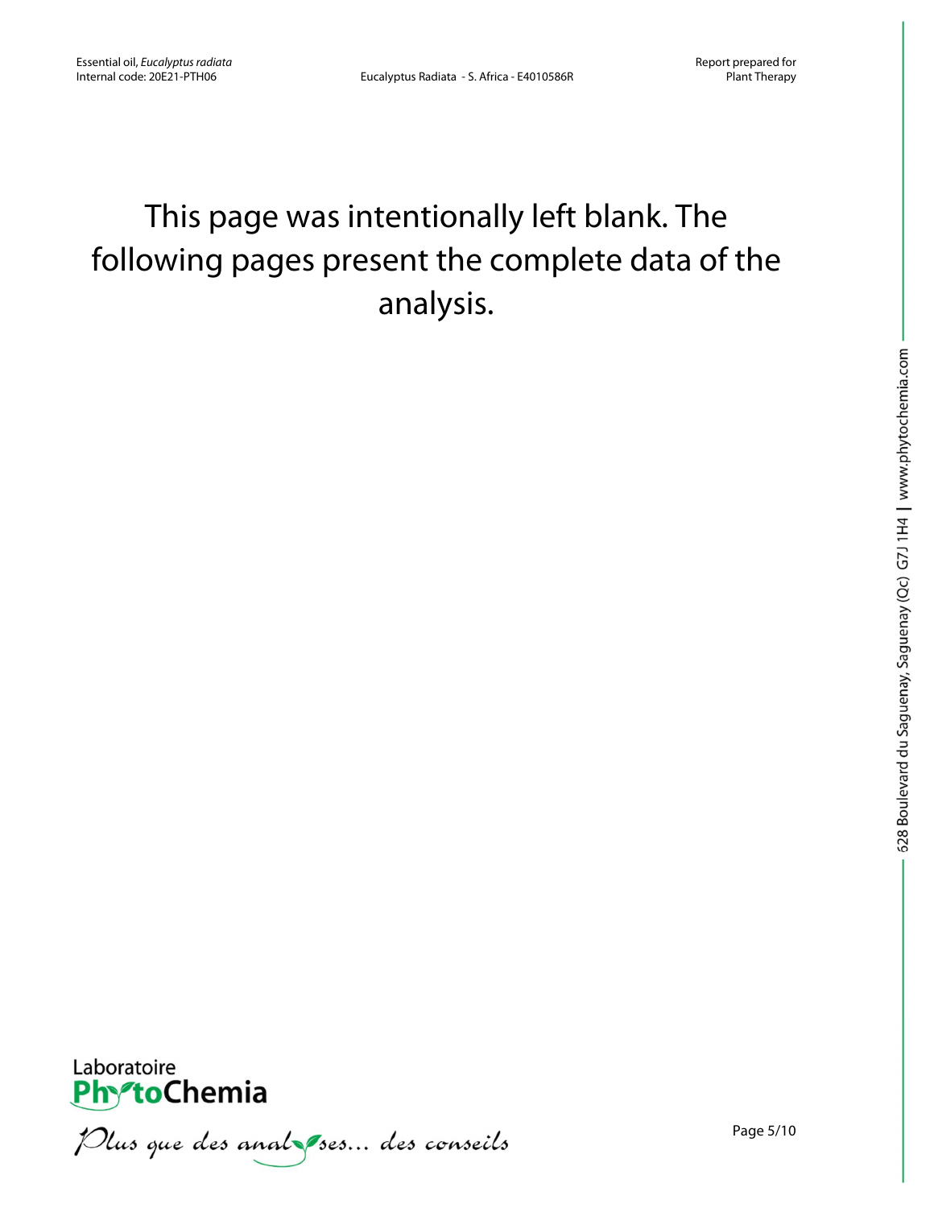This page was intentionally left blank. The following pages present the complete data of the analysis.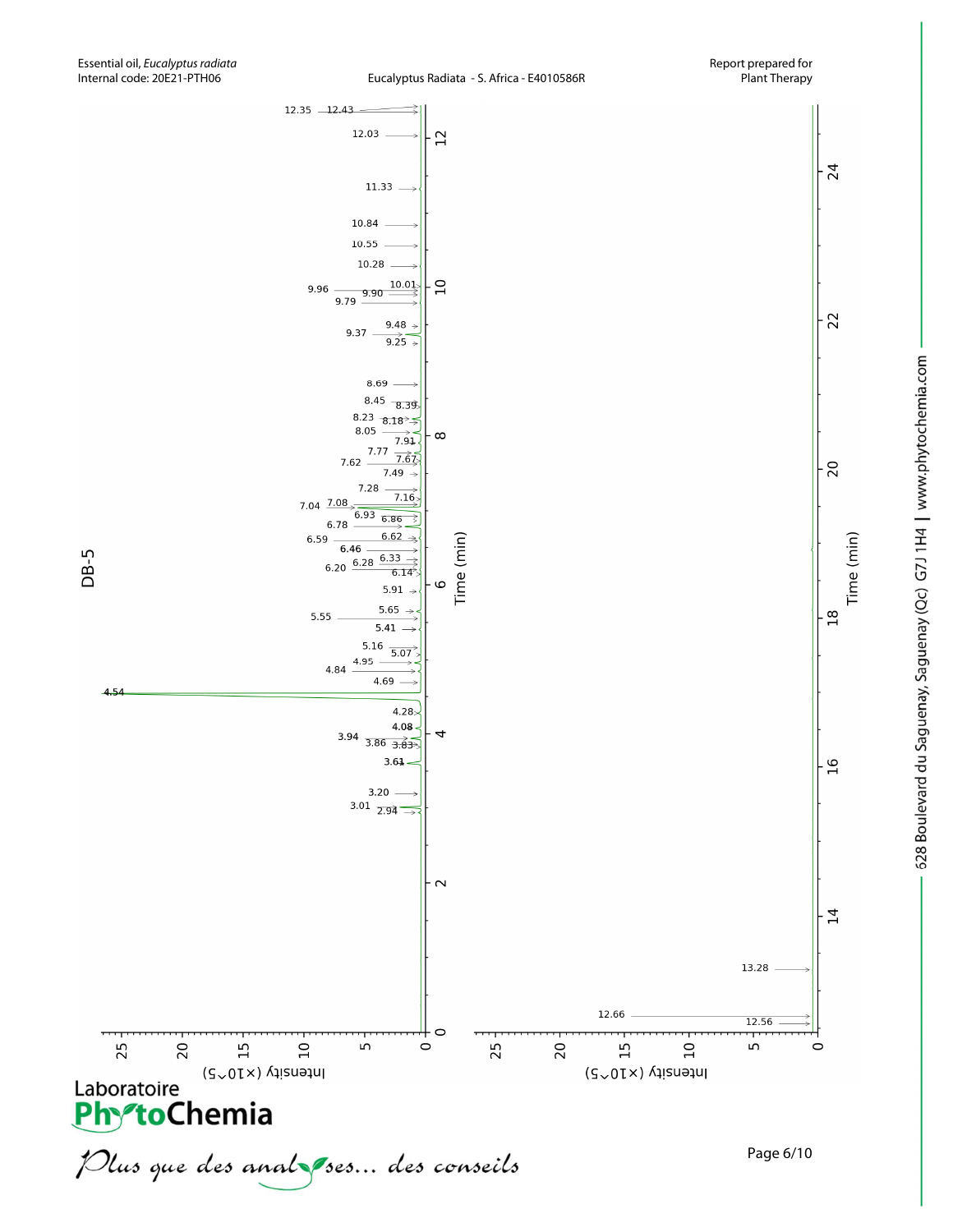DB-5

| Peak retention times (min) |
| --- |
| 2.94 |
| 3.01 |
| 3.20 |
| 3.61 |
| 3.83 |
| 3.86 |
| 3.94 |
| 4.08 |
| 4.28 |
| 4.54 |
| 4.69 |
| 4.84 |
| 4.95 |
| 5.07 |
| 5.16 |
| 5.41 |
| 5.55 |
| 5.65 |
| 5.91 |
| 6.14 |
| 6.20 |
| 6.28 |
| 6.33 |
| 6.46 |
| 6.59 |
| 6.62 |
| 6.78 |
| 6.86 |
| 6.93 |
| 7.04 |
| 7.08 |
| 7.16 |
| 7.28 |
| 7.49 |
| 7.62 |
| 7.67 |
| 7.77 |
| 7.91 |
| 8.05 |
| 8.18 |
| 8.23 |
| 8.39 |
| 8.45 |
| 8.69 |
| 9.25 |
| 9.37 |
| 9.48 |
| 9.79 |
| 9.90 |
| 9.96 |
| 10.01 |
| 10.28 |
| 10.55 |
| 10.84 |
| 11.33 |
| 12.03 |
| 12.35 |
| 12.43 |
| 12.56 |
| 12.66 |
| 13.28 |

Time (min)

Intensity (×10^5)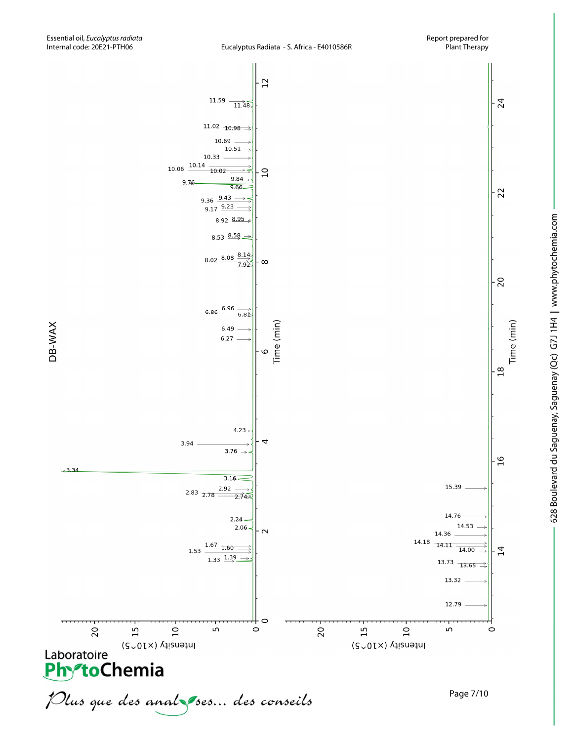Essential oil, *Eucalyptus radiata*
Internal code: 20E21-PTH06

Eucalyptus Radiata - S. Africa - E4010586R

Report prepared for Plant Therapy

## DB-WAX

Intensity (×10^5)

Time (min)

1.33, 1.39, 1.53, 1.60, 1.67, 2.06, 2.24, 2.74, 2.78, 2.83, 2.92, 3.16, 3.34, 3.76, 3.94, 4.23, 6.27, 6.49, 6.81, 6.86, 6.96, 7.92, 8.02, 8.08, 8.14, 8.53, 8.58, 8.92, 8.95, 9.17, 9.23, 9.36, 9.43, 9.66, 9.76, 9.84, 10.02, 10.06, 10.14, 10.33, 10.51, 10.69, 10.98, 11.02, 11.48, 11.59

12.79, 13.32, 13.65, 13.73, 14.00, 14.11, 14.18, 14.36, 14.53, 14.76, 15.39

Laboratoire PhytoChemia

*Plus que des analyses... des conseils*

628 Boulevard du Saguenay, Saguenay (Qc) G7J 1H4 | www.phytochemia.com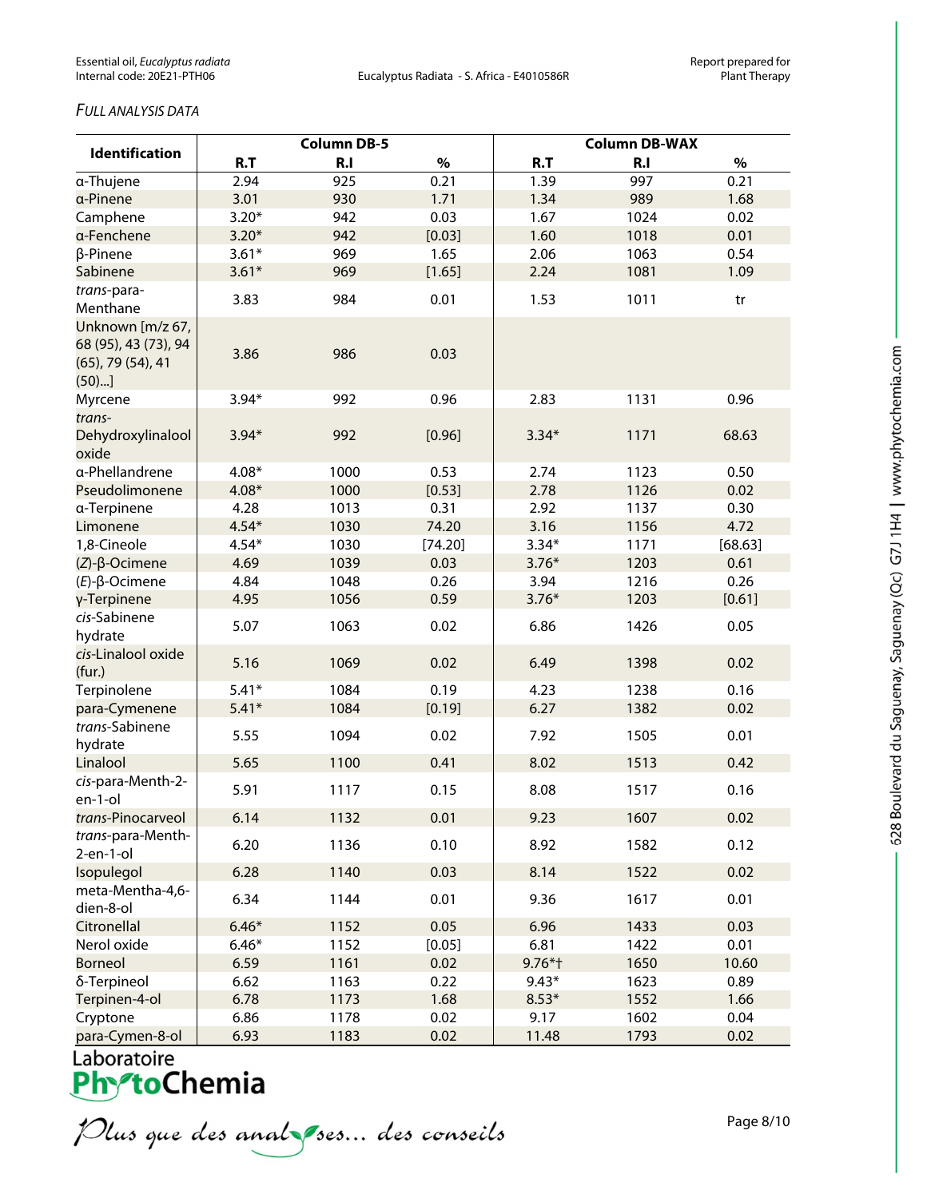*FULL ANALYSIS DATA*

| Identification | Column DB-5 | | | Column DB-WAX | | |
|---|---|---|---|---|---|---|
| | R.T | R.I | % | R.T | R.I | % |
| α-Thujene | 2.94 | 925 | 0.21 | 1.39 | 997 | 0.21 |
| α-Pinene | 3.01 | 930 | 1.71 | 1.34 | 989 | 1.68 |
| Camphene | 3.20* | 942 | 0.03 | 1.67 | 1024 | 0.02 |
| α-Fenchene | 3.20* | 942 | [0.03] | 1.60 | 1018 | 0.01 |
| β-Pinene | 3.61* | 969 | 1.65 | 2.06 | 1063 | 0.54 |
| Sabinene | 3.61* | 969 | [1.65] | 2.24 | 1081 | 1.09 |
| *trans*-para-Menthane | 3.83 | 984 | 0.01 | 1.53 | 1011 | tr |
| Unknown [m/z 67, 68 (95), 43 (73), 94 (65), 79 (54), 41 (50)...] | 3.86 | 986 | 0.03 | | | |
| Myrcene | 3.94* | 992 | 0.96 | 2.83 | 1131 | 0.96 |
| *trans*-Dehydroxylinalool oxide | 3.94* | 992 | [0.96] | 3.34* | 1171 | 68.63 |
| α-Phellandrene | 4.08* | 1000 | 0.53 | 2.74 | 1123 | 0.50 |
| Pseudolimonene | 4.08* | 1000 | [0.53] | 2.78 | 1126 | 0.02 |
| α-Terpinene | 4.28 | 1013 | 0.31 | 2.92 | 1137 | 0.30 |
| Limonene | 4.54* | 1030 | 74.20 | 3.16 | 1156 | 4.72 |
| 1,8-Cineole | 4.54* | 1030 | [74.20] | 3.34* | 1171 | [68.63] |
| (*Z*)-β-Ocimene | 4.69 | 1039 | 0.03 | 3.76* | 1203 | 0.61 |
| (*E*)-β-Ocimene | 4.84 | 1048 | 0.26 | 3.94 | 1216 | 0.26 |
| γ-Terpinene | 4.95 | 1056 | 0.59 | 3.76* | 1203 | [0.61] |
| *cis*-Sabinene hydrate | 5.07 | 1063 | 0.02 | 6.86 | 1426 | 0.05 |
| *cis*-Linalool oxide (fur.) | 5.16 | 1069 | 0.02 | 6.49 | 1398 | 0.02 |
| Terpinolene | 5.41* | 1084 | 0.19 | 4.23 | 1238 | 0.16 |
| para-Cymenene | 5.41* | 1084 | [0.19] | 6.27 | 1382 | 0.02 |
| *trans*-Sabinene hydrate | 5.55 | 1094 | 0.02 | 7.92 | 1505 | 0.01 |
| Linalool | 5.65 | 1100 | 0.41 | 8.02 | 1513 | 0.42 |
| *cis*-para-Menth-2-en-1-ol | 5.91 | 1117 | 0.15 | 8.08 | 1517 | 0.16 |
| *trans*-Pinocarveol | 6.14 | 1132 | 0.01 | 9.23 | 1607 | 0.02 |
| *trans*-para-Menth-2-en-1-ol | 6.20 | 1136 | 0.10 | 8.92 | 1582 | 0.12 |
| Isopulegol | 6.28 | 1140 | 0.03 | 8.14 | 1522 | 0.02 |
| meta-Mentha-4,6-dien-8-ol | 6.34 | 1144 | 0.01 | 9.36 | 1617 | 0.01 |
| Citronellal | 6.46* | 1152 | 0.05 | 6.96 | 1433 | 0.03 |
| Nerol oxide | 6.46* | 1152 | [0.05] | 6.81 | 1422 | 0.01 |
| Borneol | 6.59 | 1161 | 0.02 | 9.76*† | 1650 | 10.60 |
| δ-Terpineol | 6.62 | 1163 | 0.22 | 9.43* | 1623 | 0.89 |
| Terpinen-4-ol | 6.78 | 1173 | 1.68 | 8.53* | 1552 | 1.66 |
| Cryptone | 6.86 | 1178 | 0.02 | 9.17 | 1602 | 0.04 |
| para-Cymen-8-ol | 6.93 | 1183 | 0.02 | 11.48 | 1793 | 0.02 |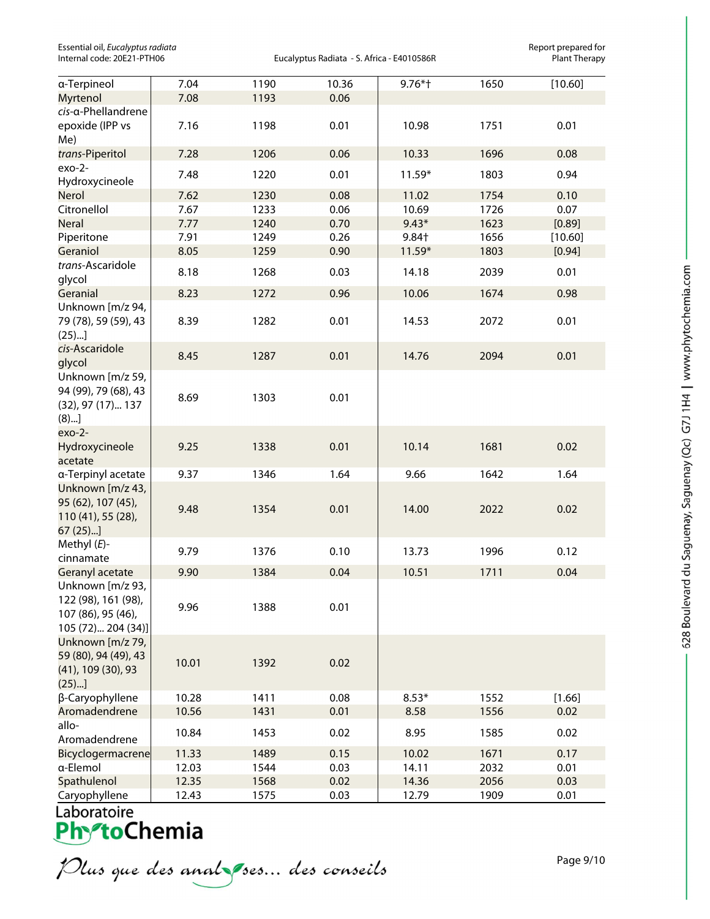| α-Terpineol | 7.04 | 1190 | 10.36 | 9.76*† | 1650 | [10.60] |
|---|---|---|---|---|---|---|
| Myrtenol | 7.08 | 1193 | 0.06 | | | |
| *cis*-α-Phellandrene epoxide (IPP vs Me) | 7.16 | 1198 | 0.01 | 10.98 | 1751 | 0.01 |
| *trans*-Piperitol | 7.28 | 1206 | 0.06 | 10.33 | 1696 | 0.08 |
| exo-2-Hydroxycineole | 7.48 | 1220 | 0.01 | 11.59* | 1803 | 0.94 |
| Nerol | 7.62 | 1230 | 0.08 | 11.02 | 1754 | 0.10 |
| Citronellol | 7.67 | 1233 | 0.06 | 10.69 | 1726 | 0.07 |
| Neral | 7.77 | 1240 | 0.70 | 9.43* | 1623 | [0.89] |
| Piperitone | 7.91 | 1249 | 0.26 | 9.84† | 1656 | [10.60] |
| Geraniol | 8.05 | 1259 | 0.90 | 11.59* | 1803 | [0.94] |
| *trans*-Ascaridole glycol | 8.18 | 1268 | 0.03 | 14.18 | 2039 | 0.01 |
| Geranial | 8.23 | 1272 | 0.96 | 10.06 | 1674 | 0.98 |
| Unknown [m/z 94, 79 (78), 59 (59), 43 (25)...] | 8.39 | 1282 | 0.01 | 14.53 | 2072 | 0.01 |
| *cis*-Ascaridole glycol | 8.45 | 1287 | 0.01 | 14.76 | 2094 | 0.01 |
| Unknown [m/z 59, 94 (99), 79 (68), 43 (32), 97 (17)... 137 (8)...] | 8.69 | 1303 | 0.01 | | | |
| exo-2-Hydroxycineole acetate | 9.25 | 1338 | 0.01 | 10.14 | 1681 | 0.02 |
| α-Terpinyl acetate | 9.37 | 1346 | 1.64 | 9.66 | 1642 | 1.64 |
| Unknown [m/z 43, 95 (62), 107 (45), 110 (41), 55 (28), 67 (25)...] | 9.48 | 1354 | 0.01 | 14.00 | 2022 | 0.02 |
| Methyl (*E*)-cinnamate | 9.79 | 1376 | 0.10 | 13.73 | 1996 | 0.12 |
| Geranyl acetate | 9.90 | 1384 | 0.04 | 10.51 | 1711 | 0.04 |
| Unknown [m/z 93, 122 (98), 161 (98), 107 (86), 95 (46), 105 (72)... 204 (34)] | 9.96 | 1388 | 0.01 | | | |
| Unknown [m/z 79, 59 (80), 94 (49), 43 (41), 109 (30), 93 (25)...] | 10.01 | 1392 | 0.02 | | | |
| β-Caryophyllene | 10.28 | 1411 | 0.08 | 8.53* | 1552 | [1.66] |
| Aromadendrene | 10.56 | 1431 | 0.01 | 8.58 | 1556 | 0.02 |
| allo-Aromadendrene | 10.84 | 1453 | 0.02 | 8.95 | 1585 | 0.02 |
| Bicyclogermacrene | 11.33 | 1489 | 0.15 | 10.02 | 1671 | 0.17 |
| α-Elemol | 12.03 | 1544 | 0.03 | 14.11 | 2032 | 0.01 |
| Spathulenol | 12.35 | 1568 | 0.02 | 14.36 | 2056 | 0.03 |
| Caryophyllene | 12.43 | 1575 | 0.03 | 12.79 | 1909 | 0.01 |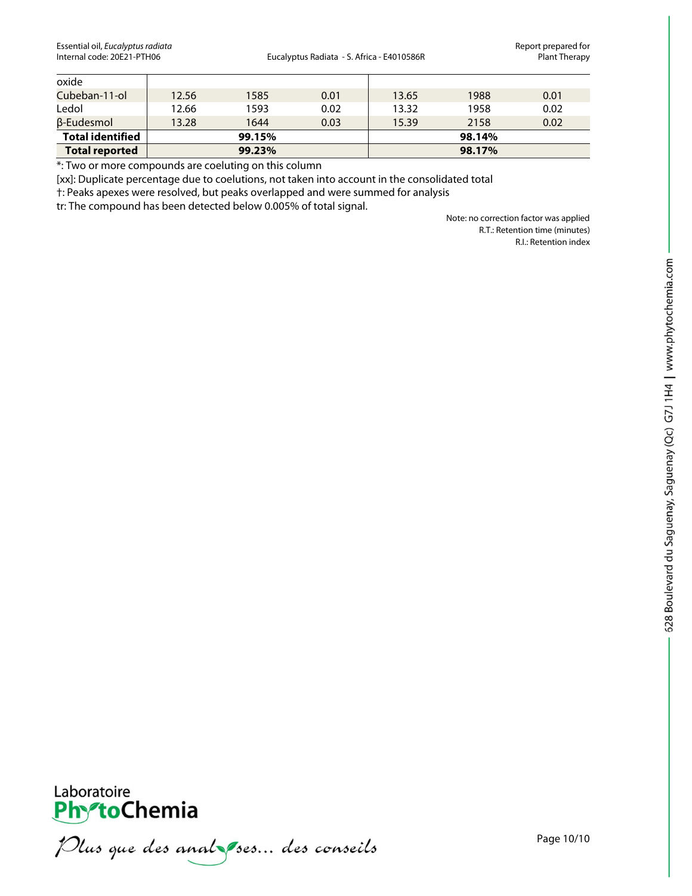| | | | | | | |
|---|---|---|---|---|---|---|
| oxide | | | | | | |
| Cubeban-11-ol | 12.56 | 1585 | 0.01 | 13.65 | 1988 | 0.01 |
| Ledol | 12.66 | 1593 | 0.02 | 13.32 | 1958 | 0.02 |
| β-Eudesmol | 13.28 | 1644 | 0.03 | 15.39 | 2158 | 0.02 |
| **Total identified** | | **99.15%** | | | **98.14%** | |
| **Total reported** | | **99.23%** | | | **98.17%** | |

*: Two or more compounds are coeluting on this column

[xx]: Duplicate percentage due to coelutions, not taken into account in the consolidated total

†: Peaks apexes were resolved, but peaks overlapped and were summed for analysis

tr: The compound has been detected below 0.005% of total signal.

Note: no correction factor was applied
R.T.: Retention time (minutes)
R.I.: Retention index

Laboratoire PhytoChemia

*Plus que des analyses... des conseils*